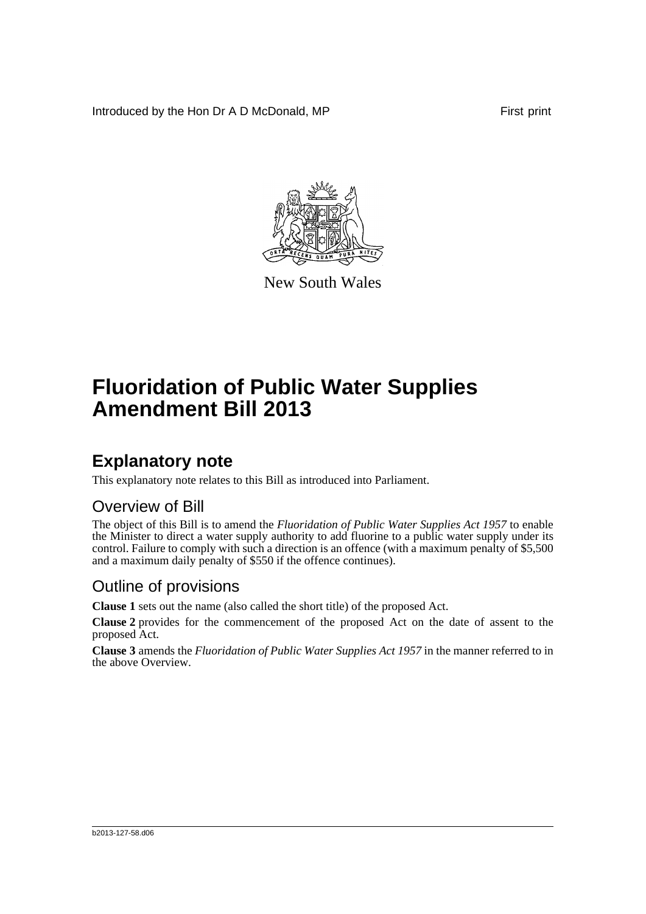Introduced by the Hon Dr A D McDonald, MP First print

New South Wales

# Fluoridation of Public Water Supplies Amendment Bill 2013

## Explanatory note

This explanatory note relates to this Bill as introduced into Parliament.

### Overview of Bill

The object of this Bill is to amend the *Fluoridation of Public Water Supplies Act 1957* to enable the Minister to direct a water supply authority to add fluorine to a public water supply under its control. Failure to comply with such a direction is an offence (with a maximum penalty of $5,500 and a maximum daily penalty of $550 if the offence continues).

### Outline of provisions

**Clause 1** sets out the name (also called the short title) of the proposed Act.

**Clause 2** provides for the commencement of the proposed Act on the date of assent to the proposed Act.

**Clause 3** amends the *Fluoridation of Public Water Supplies Act 1957* in the manner referred to in the above Overview.

b2013-127-58.d06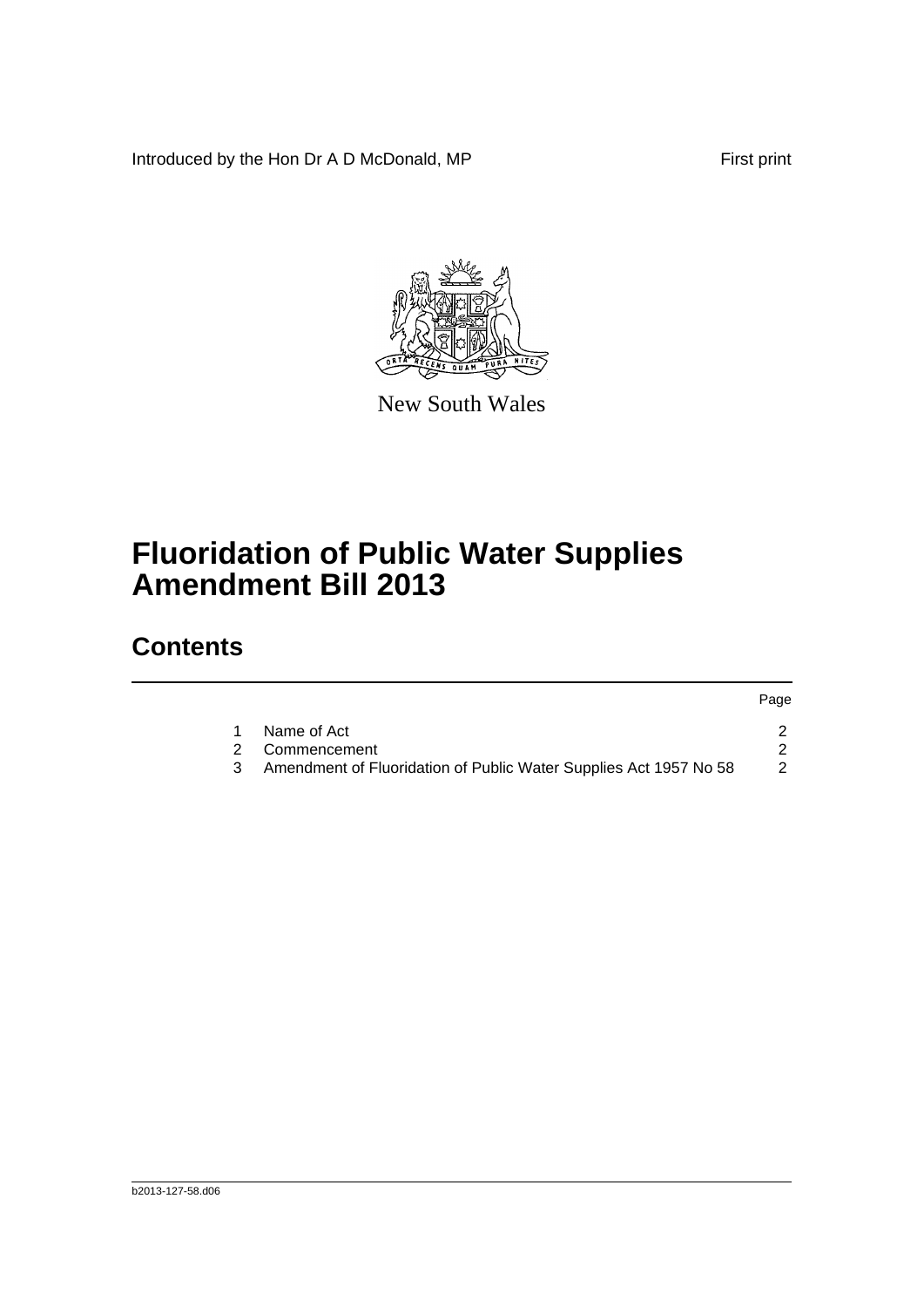Introduced by the Hon Dr A D McDonald, MP

First print

New South Wales

# Fluoridation of Public Water Supplies Amendment Bill 2013

## Contents

| | | Page |
|---|---|---|
| 1 | Name of Act | 2 |
| 2 | Commencement | 2 |
| 3 | Amendment of Fluoridation of Public Water Supplies Act 1957 No 58 | 2 |

b2013-127-58.d06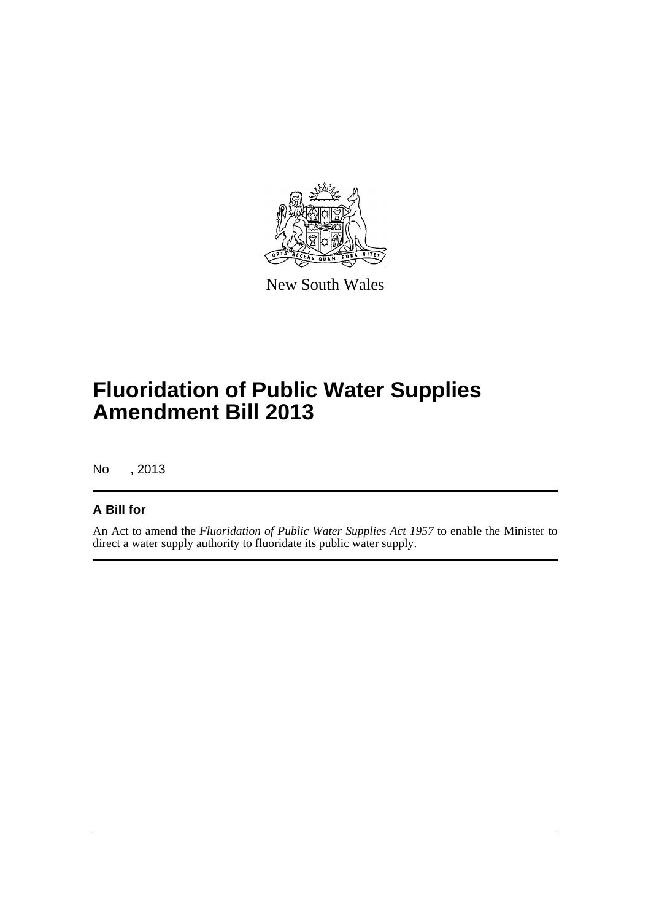New South Wales

# Fluoridation of Public Water Supplies Amendment Bill 2013

No , 2013

## A Bill for

An Act to amend the *Fluoridation of Public Water Supplies Act 1957* to enable the Minister to direct a water supply authority to fluoridate its public water supply.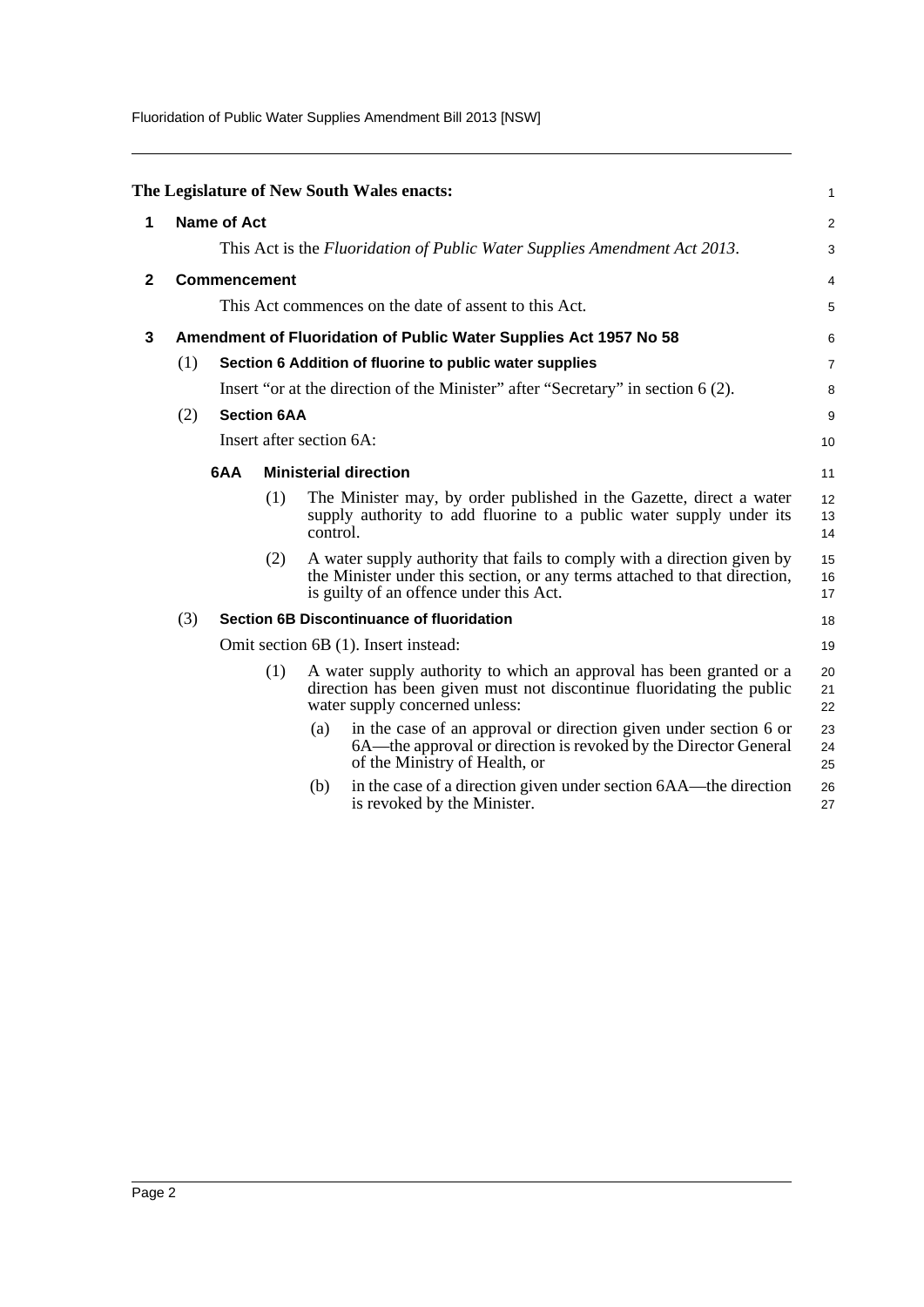**The Legislature of New South Wales enacts:**

## 1 Name of Act

This Act is the *Fluoridation of Public Water Supplies Amendment Act 2013*.

## 2 Commencement

This Act commences on the date of assent to this Act.

## 3 Amendment of Fluoridation of Public Water Supplies Act 1957 No 58

### (1) Section 6 Addition of fluorine to public water supplies

Insert "or at the direction of the Minister" after "Secretary" in section 6 (2).

### (2) Section 6AA

Insert after section 6A:

#### 6AA Ministerial direction

(1) The Minister may, by order published in the Gazette, direct a water supply authority to add fluorine to a public water supply under its control.

(2) A water supply authority that fails to comply with a direction given by the Minister under this section, or any terms attached to that direction, is guilty of an offence under this Act.

### (3) Section 6B Discontinuance of fluoridation

Omit section 6B (1). Insert instead:

(1) A water supply authority to which an approval has been granted or a direction has been given must not discontinue fluoridating the public water supply concerned unless:

(a) in the case of an approval or direction given under section 6 or 6A—the approval or direction is revoked by the Director General of the Ministry of Health, or

(b) in the case of a direction given under section 6AA—the direction is revoked by the Minister.